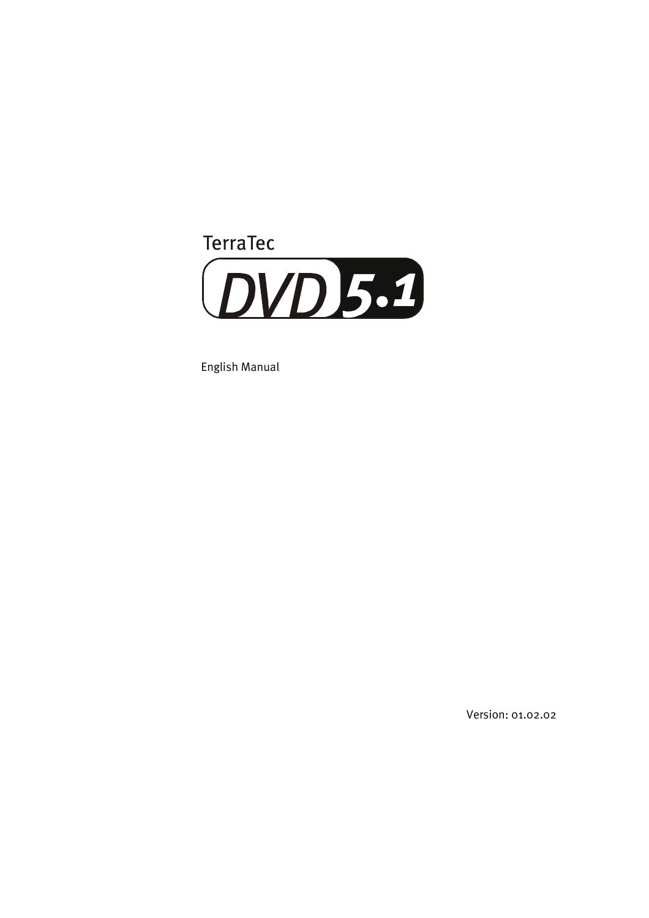TerraTec

# DVD 5.1

English Manual

Version: 01.02.02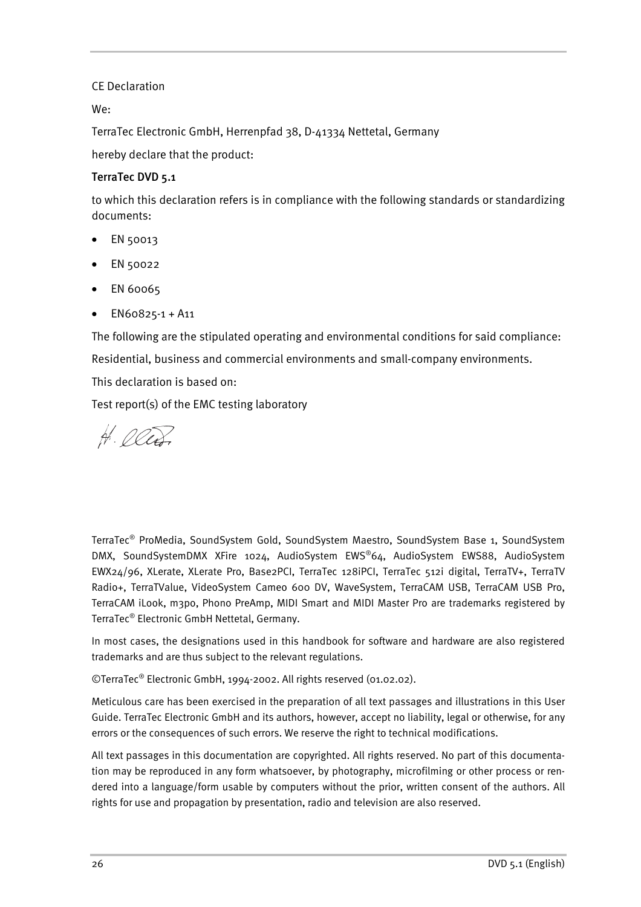CE Declaration

We:

TerraTec Electronic GmbH, Herrenpfad 38, D-41334 Nettetal, Germany

hereby declare that the product:

**TerraTec DVD 5.1**

to which this declaration refers is in compliance with the following standards or standardizing documents:

- EN 50013
- EN 50022
- EN 60065
- EN60825-1 + A11

The following are the stipulated operating and environmental conditions for said compliance:

Residential, business and commercial environments and small-company environments.

This declaration is based on:

Test report(s) of the EMC testing laboratory

TerraTec® ProMedia, SoundSystem Gold, SoundSystem Maestro, SoundSystem Base 1, SoundSystem DMX, SoundSystemDMX XFire 1024, AudioSystem EWS®64, AudioSystem EWS88, AudioSystem EWX24/96, XLerate, XLerate Pro, Base2PCI, TerraTec 128iPCI, TerraTec 512i digital, TerraTV+, TerraTV Radio+, TerraTValue, VideoSystem Cameo 600 DV, WaveSystem, TerraCAM USB, TerraCAM USB Pro, TerraCAM iLook, m3po, Phono PreAmp, MIDI Smart and MIDI Master Pro are trademarks registered by TerraTec® Electronic GmbH Nettetal, Germany.

In most cases, the designations used in this handbook for software and hardware are also registered trademarks and are thus subject to the relevant regulations.

©TerraTec® Electronic GmbH, 1994-2002. All rights reserved (01.02.02).

Meticulous care has been exercised in the preparation of all text passages and illustrations in this User Guide. TerraTec Electronic GmbH and its authors, however, accept no liability, legal or otherwise, for any errors or the consequences of such errors. We reserve the right to technical modifications.

All text passages in this documentation are copyrighted. All rights reserved. No part of this documentation may be reproduced in any form whatsoever, by photography, microfilming or other process or rendered into a language/form usable by computers without the prior, written consent of the authors. All rights for use and propagation by presentation, radio and television are also reserved.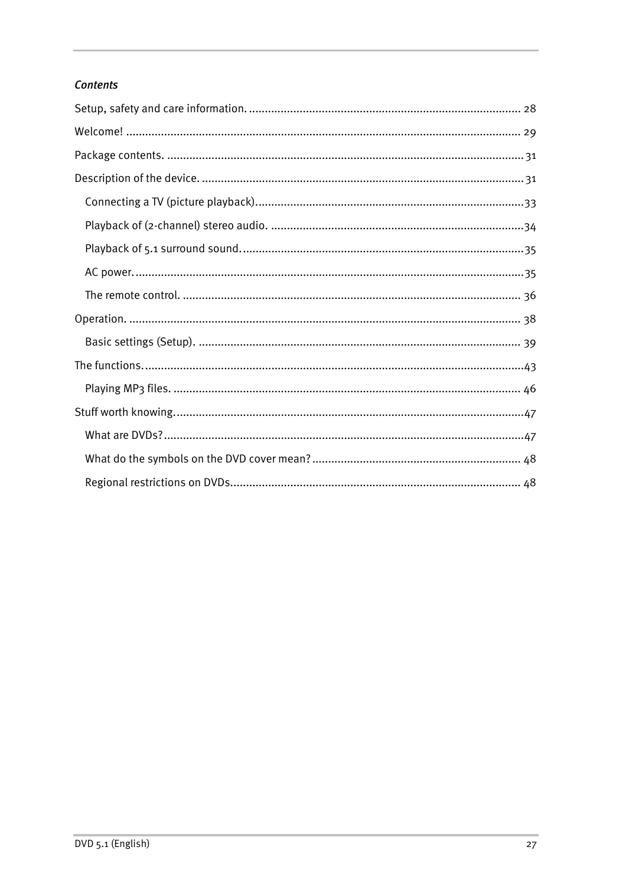*Contents*

- Setup, safety and care information. 28
- Welcome! 29
- Package contents. 31
- Description of the device. 31
  - Connecting a TV (picture playback) 33
  - Playback of (2-channel) stereo audio. 34
  - Playback of 5.1 surround sound. 35
  - AC power. 35
  - The remote control. 36
- Operation. 38
  - Basic settings (Setup). 39
- The functions. 43
  - Playing MP3 files. 46
- Stuff worth knowing. 47
  - What are DVDs? 47
  - What do the symbols on the DVD cover mean? 48
  - Regional restrictions on DVDs 48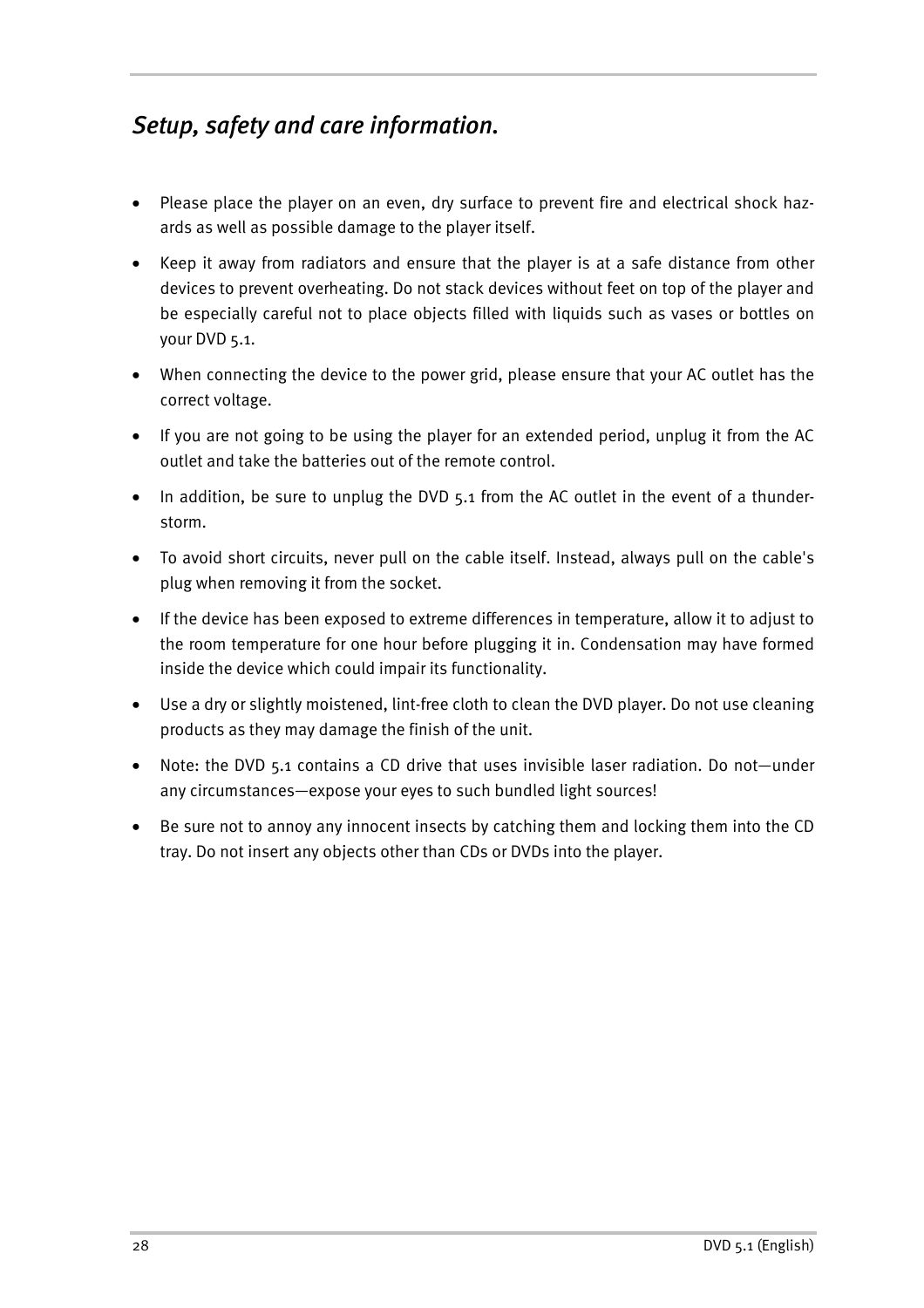## *Setup, safety and care information.*

- Please place the player on an even, dry surface to prevent fire and electrical shock hazards as well as possible damage to the player itself.
- Keep it away from radiators and ensure that the player is at a safe distance from other devices to prevent overheating. Do not stack devices without feet on top of the player and be especially careful not to place objects filled with liquids such as vases or bottles on your DVD 5.1.
- When connecting the device to the power grid, please ensure that your AC outlet has the correct voltage.
- If you are not going to be using the player for an extended period, unplug it from the AC outlet and take the batteries out of the remote control.
- In addition, be sure to unplug the DVD 5.1 from the AC outlet in the event of a thunderstorm.
- To avoid short circuits, never pull on the cable itself. Instead, always pull on the cable's plug when removing it from the socket.
- If the device has been exposed to extreme differences in temperature, allow it to adjust to the room temperature for one hour before plugging it in. Condensation may have formed inside the device which could impair its functionality.
- Use a dry or slightly moistened, lint-free cloth to clean the DVD player. Do not use cleaning products as they may damage the finish of the unit.
- Note: the DVD 5.1 contains a CD drive that uses invisible laser radiation. Do not—under any circumstances—expose your eyes to such bundled light sources!
- Be sure not to annoy any innocent insects by catching them and locking them into the CD tray. Do not insert any objects other than CDs or DVDs into the player.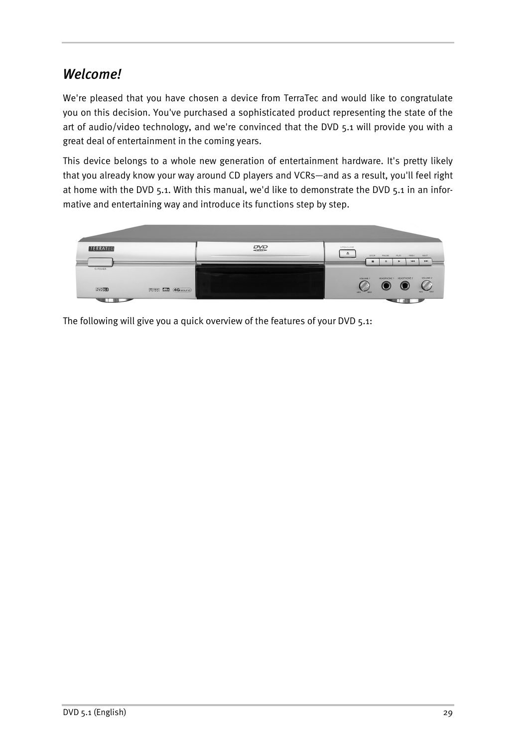## *Welcome!*

We're pleased that you have chosen a device from TerraTec and would like to congratulate you on this decision. You've purchased a sophisticated product representing the state of the art of audio/video technology, and we're convinced that the DVD 5.1 will provide you with a great deal of entertainment in the coming years.

This device belongs to a whole new generation of entertainment hardware. It's pretty likely that you already know your way around CD players and VCRs—and as a result, you'll feel right at home with the DVD 5.1. With this manual, we'd like to demonstrate the DVD 5.1 in an informative and entertaining way and introduce its functions step by step.

The following will give you a quick overview of the features of your DVD 5.1: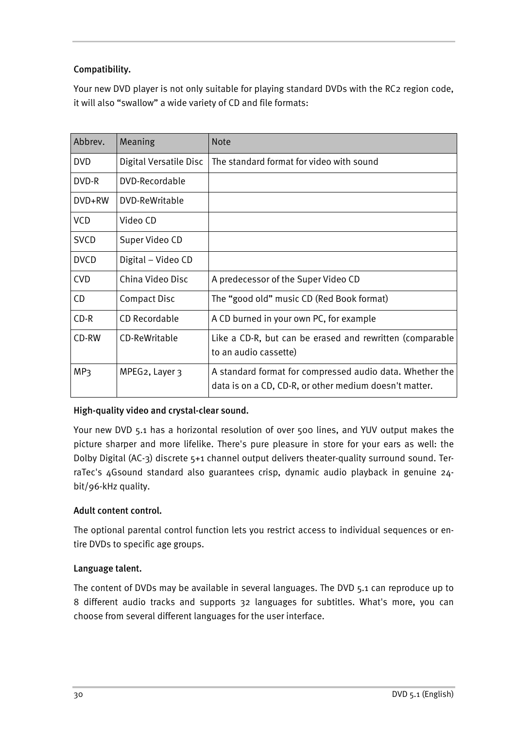### Compatibility.

Your new DVD player is not only suitable for playing standard DVDs with the RC2 region code, it will also "swallow" a wide variety of CD and file formats:

| Abbrev. | Meaning | Note |
|---|---|---|
| DVD | Digital Versatile Disc | The standard format for video with sound |
| DVD-R | DVD-Recordable | |
| DVD+RW | DVD-ReWritable | |
| VCD | Video CD | |
| SVCD | Super Video CD | |
| DVCD | Digital – Video CD | |
| CVD | China Video Disc | A predecessor of the Super Video CD |
| CD | Compact Disc | The "good old" music CD (Red Book format) |
| CD-R | CD Recordable | A CD burned in your own PC, for example |
| CD-RW | CD-ReWritable | Like a CD-R, but can be erased and rewritten (comparable to an audio cassette) |
| MP3 | MPEG2, Layer 3 | A standard format for compressed audio data. Whether the data is on a CD, CD-R, or other medium doesn't matter. |

### High-quality video and crystal-clear sound.

Your new DVD 5.1 has a horizontal resolution of over 500 lines, and YUV output makes the picture sharper and more lifelike. There's pure pleasure in store for your ears as well: the Dolby Digital (AC-3) discrete 5+1 channel output delivers theater-quality surround sound. TerraTec's 4Gsound standard also guarantees crisp, dynamic audio playback in genuine 24-bit/96-kHz quality.

### Adult content control.

The optional parental control function lets you restrict access to individual sequences or entire DVDs to specific age groups.

### Language talent.

The content of DVDs may be available in several languages. The DVD 5.1 can reproduce up to 8 different audio tracks and supports 32 languages for subtitles. What's more, you can choose from several different languages for the user interface.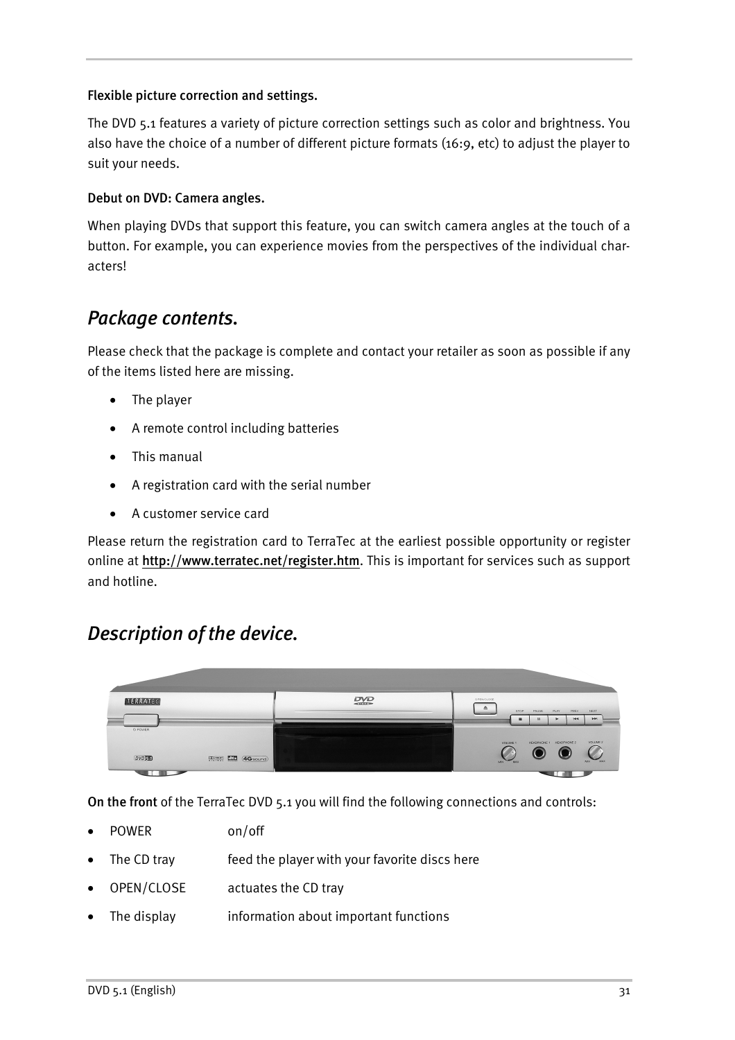**Flexible picture correction and settings.**

The DVD 5.1 features a variety of picture correction settings such as color and brightness. You also have the choice of a number of different picture formats (16:9, etc) to adjust the player to suit your needs.

**Debut on DVD: Camera angles.**

When playing DVDs that support this feature, you can switch camera angles at the touch of a button. For example, you can experience movies from the perspectives of the individual characters!

## *Package contents.*

Please check that the package is complete and contact your retailer as soon as possible if any of the items listed here are missing.

- The player
- A remote control including batteries
- This manual
- A registration card with the serial number
- A customer service card

Please return the registration card to TerraTec at the earliest possible opportunity or register online at http://www.terratec.net/register.htm. This is important for services such as support and hotline.

## *Description of the device.*

**On the front** of the TerraTec DVD 5.1 you will find the following connections and controls:

- POWER on/off
- The CD tray feed the player with your favorite discs here
- OPEN/CLOSE actuates the CD tray
- The display information about important functions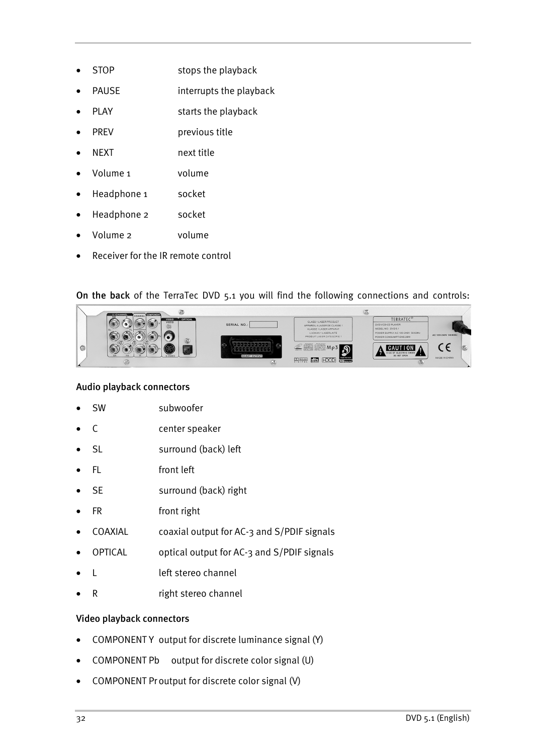- STOP stops the playback
- PAUSE interrupts the playback
- PLAY starts the playback
- PREV previous title
- NEXT next title
- Volume 1 volume
- Headphone 1 socket
- Headphone 2 socket
- Volume 2 volume
- Receiver for the IR remote control

**On the back** of the TerraTec DVD 5.1 you will find the following connections and controls:

### Audio playback connectors

- SW subwoofer
- C center speaker
- SL surround (back) left
- FL front left
- SE surround (back) right
- FR front right
- COAXIAL coaxial output for AC-3 and S/PDIF signals
- OPTICAL optical output for AC-3 and S/PDIF signals
- L left stereo channel
- R right stereo channel

### Video playback connectors

- COMPONENT Y output for discrete luminance signal (Y)
- COMPONENT Pb output for discrete color signal (U)
- COMPONENT Pr output for discrete color signal (V)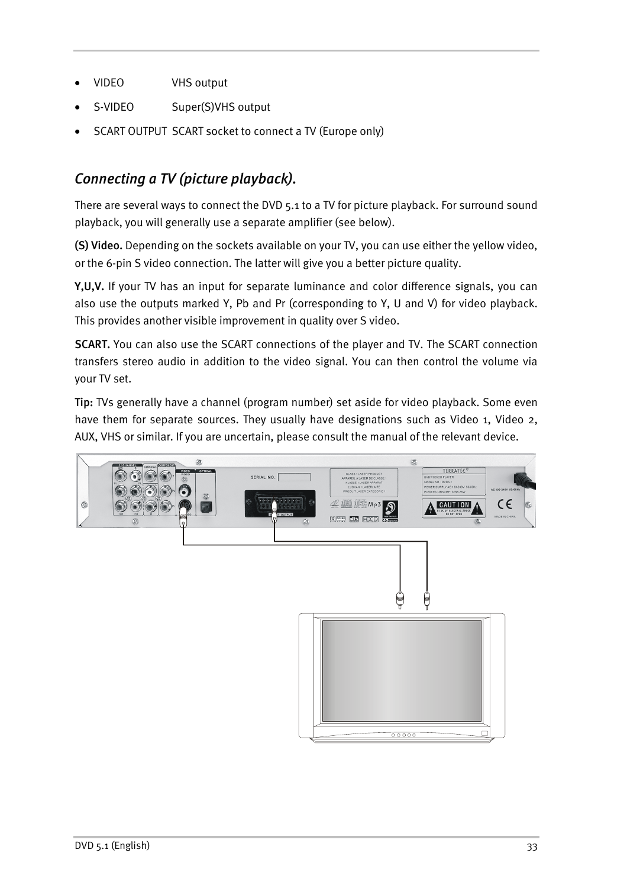- VIDEO VHS output
- S-VIDEO Super(S)VHS output
- SCART OUTPUT SCART socket to connect a TV (Europe only)

## *Connecting a TV (picture playback).*

There are several ways to connect the DVD 5.1 to a TV for picture playback. For surround sound playback, you will generally use a separate amplifier (see below).

**(S) Video.** Depending on the sockets available on your TV, you can use either the yellow video, or the 6-pin S video connection. The latter will give you a better picture quality.

**Y,U,V.** If your TV has an input for separate luminance and color difference signals, you can also use the outputs marked Y, Pb and Pr (corresponding to Y, U and V) for video playback. This provides another visible improvement in quality over S video.

**SCART.** You can also use the SCART connections of the player and TV. The SCART connection transfers stereo audio in addition to the video signal. You can then control the volume via your TV set.

**Tip:** TVs generally have a channel (program number) set aside for video playback. Some even have them for separate sources. They usually have designations such as Video 1, Video 2, AUX, VHS or similar. If you are uncertain, please consult the manual of the relevant device.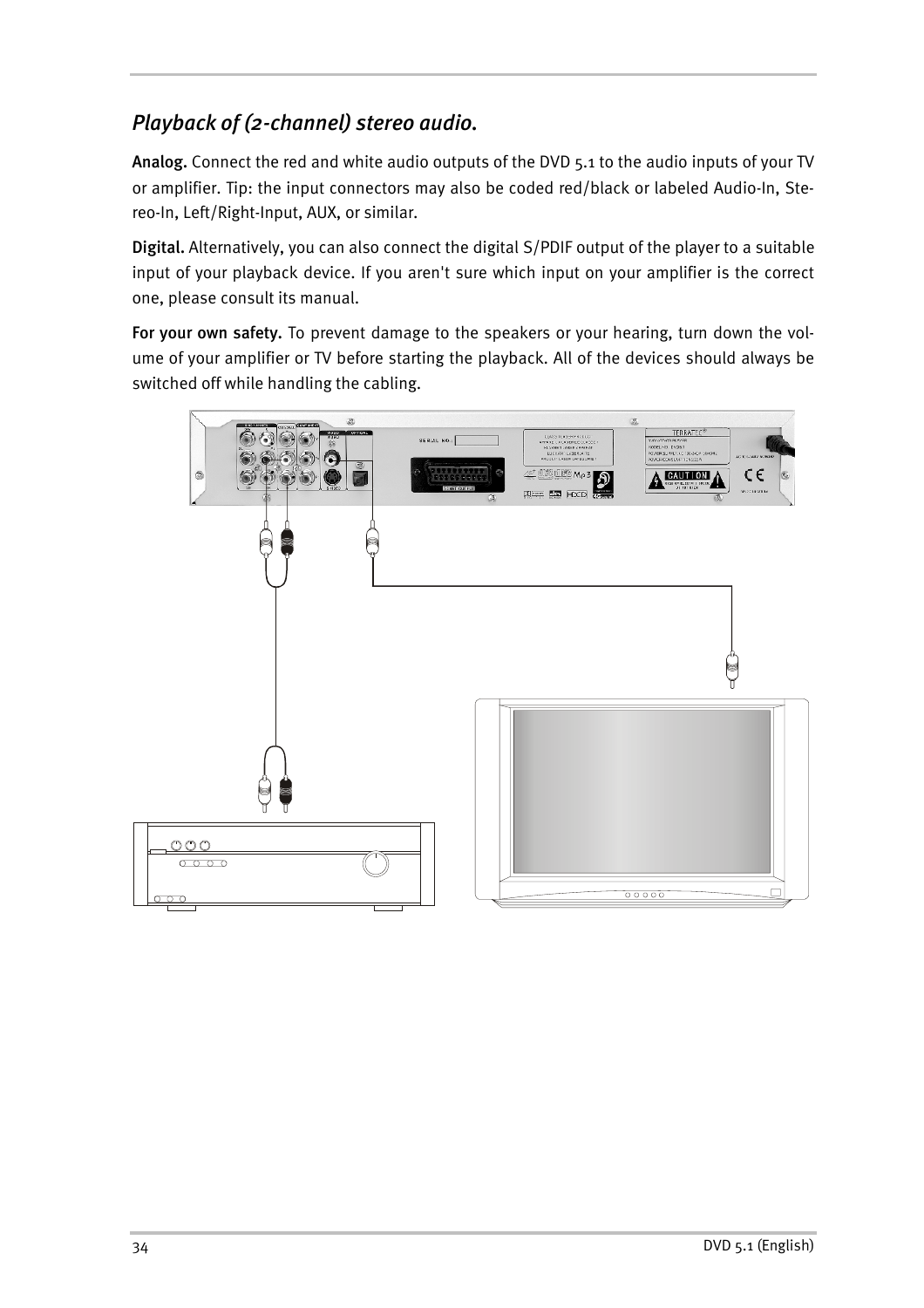## *Playback of (2-channel) stereo audio.*

**Analog.** Connect the red and white audio outputs of the DVD 5.1 to the audio inputs of your TV or amplifier. Tip: the input connectors may also be coded red/black or labeled Audio-In, Stereo-In, Left/Right-Input, AUX, or similar.

**Digital.** Alternatively, you can also connect the digital S/PDIF output of the player to a suitable input of your playback device. If you aren't sure which input on your amplifier is the correct one, please consult its manual.

**For your own safety.** To prevent damage to the speakers or your hearing, turn down the volume of your amplifier or TV before starting the playback. All of the devices should always be switched off while handling the cabling.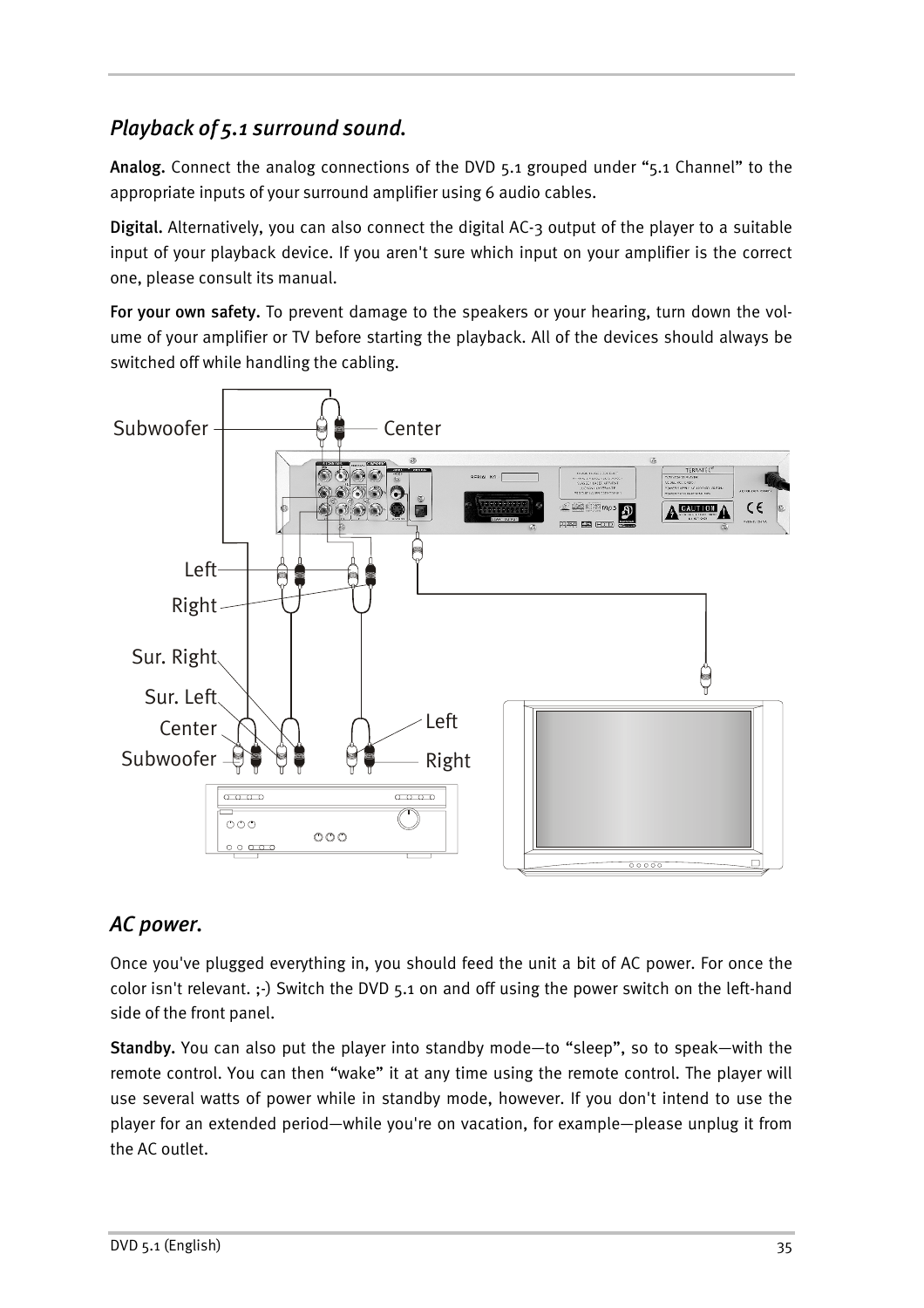## *Playback of 5.1 surround sound.*

**Analog.** Connect the analog connections of the DVD 5.1 grouped under “5.1 Channel” to the appropriate inputs of your surround amplifier using 6 audio cables.

**Digital.** Alternatively, you can also connect the digital AC-3 output of the player to a suitable input of your playback device. If you aren't sure which input on your amplifier is the correct one, please consult its manual.

**For your own safety.** To prevent damage to the speakers or your hearing, turn down the volume of your amplifier or TV before starting the playback. All of the devices should always be switched off while handling the cabling.

## *AC power.*

Once you've plugged everything in, you should feed the unit a bit of AC power. For once the color isn't relevant. ;-) Switch the DVD 5.1 on and off using the power switch on the left-hand side of the front panel.

**Standby.** You can also put the player into standby mode—to “sleep”, so to speak—with the remote control. You can then “wake” it at any time using the remote control. The player will use several watts of power while in standby mode, however. If you don't intend to use the player for an extended period—while you're on vacation, for example—please unplug it from the AC outlet.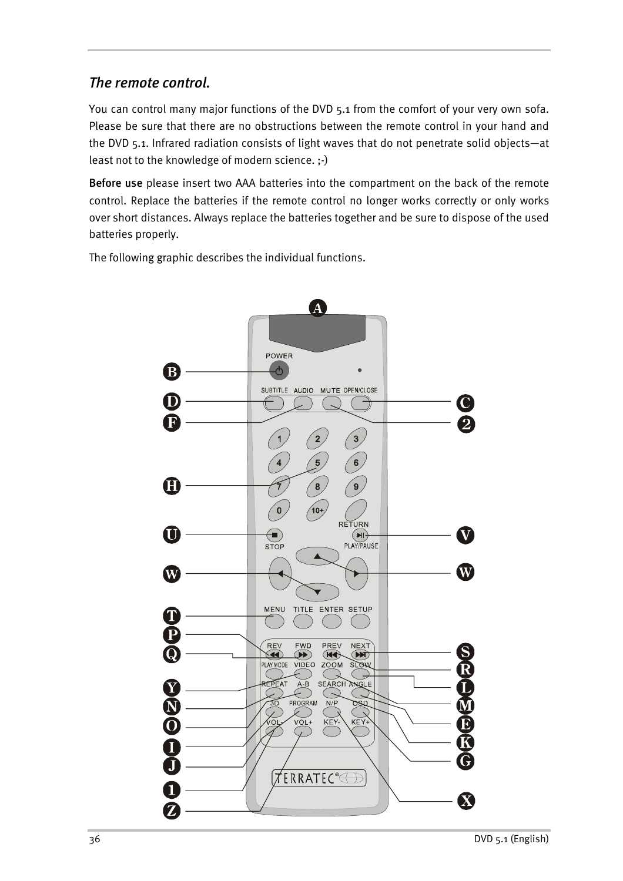## *The remote control.*

You can control many major functions of the DVD 5.1 from the comfort of your very own sofa. Please be sure that there are no obstructions between the remote control in your hand and the DVD 5.1. Infrared radiation consists of light waves that do not penetrate solid objects—at least not to the knowledge of modern science. ;-)

**Before use** please insert two AAA batteries into the compartment on the back of the remote control. Replace the batteries if the remote control no longer works correctly or only works over short distances. Always replace the batteries together and be sure to dispose of the used batteries properly.

The following graphic describes the individual functions.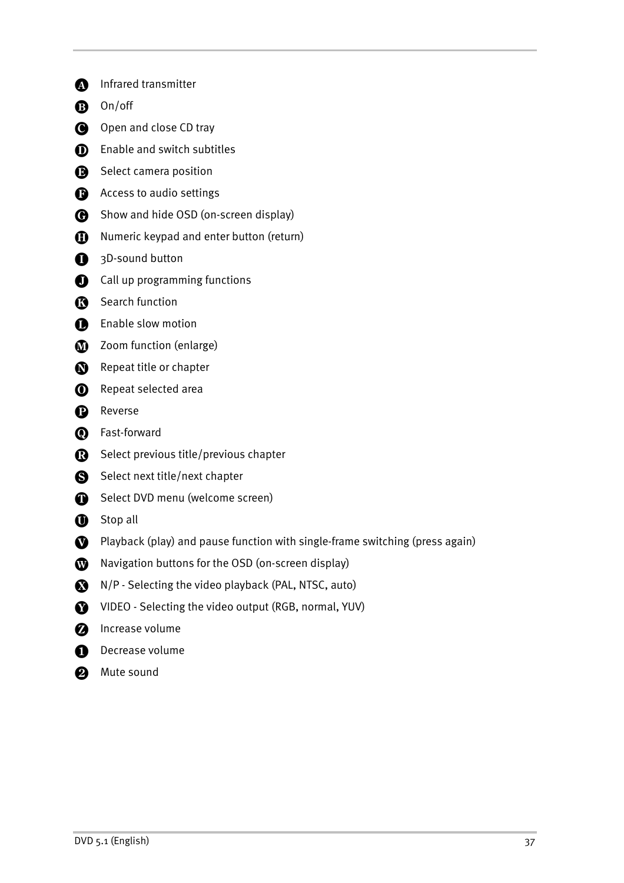- **A** Infrared transmitter
- **B** On/off
- **C** Open and close CD tray
- **D** Enable and switch subtitles
- **E** Select camera position
- **F** Access to audio settings
- **G** Show and hide OSD (on-screen display)
- **H** Numeric keypad and enter button (return)
- **I** 3D-sound button
- **J** Call up programming functions
- **K** Search function
- **L** Enable slow motion
- **M** Zoom function (enlarge)
- **N** Repeat title or chapter
- **O** Repeat selected area
- **P** Reverse
- **Q** Fast-forward
- **R** Select previous title/previous chapter
- **S** Select next title/next chapter
- **T** Select DVD menu (welcome screen)
- **U** Stop all
- **V** Playback (play) and pause function with single-frame switching (press again)
- **W** Navigation buttons for the OSD (on-screen display)
- **X** N/P - Selecting the video playback (PAL, NTSC, auto)
- **Y** VIDEO - Selecting the video output (RGB, normal, YUV)
- **Z** Increase volume
- **1** Decrease volume
- **2** Mute sound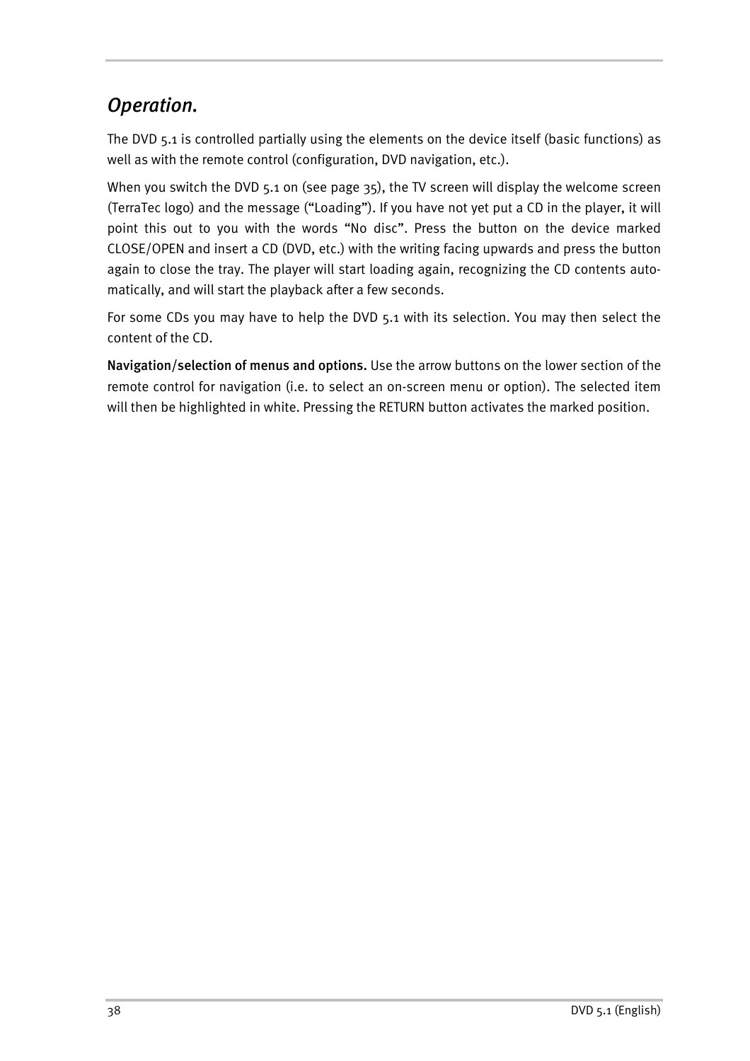## *Operation.*

The DVD 5.1 is controlled partially using the elements on the device itself (basic functions) as well as with the remote control (configuration, DVD navigation, etc.).

When you switch the DVD 5.1 on (see page 35), the TV screen will display the welcome screen (TerraTec logo) and the message ("Loading"). If you have not yet put a CD in the player, it will point this out to you with the words "No disc". Press the button on the device marked CLOSE/OPEN and insert a CD (DVD, etc.) with the writing facing upwards and press the button again to close the tray. The player will start loading again, recognizing the CD contents automatically, and will start the playback after a few seconds.

For some CDs you may have to help the DVD 5.1 with its selection. You may then select the content of the CD.

**Navigation/selection of menus and options.** Use the arrow buttons on the lower section of the remote control for navigation (i.e. to select an on-screen menu or option). The selected item will then be highlighted in white. Pressing the RETURN button activates the marked position.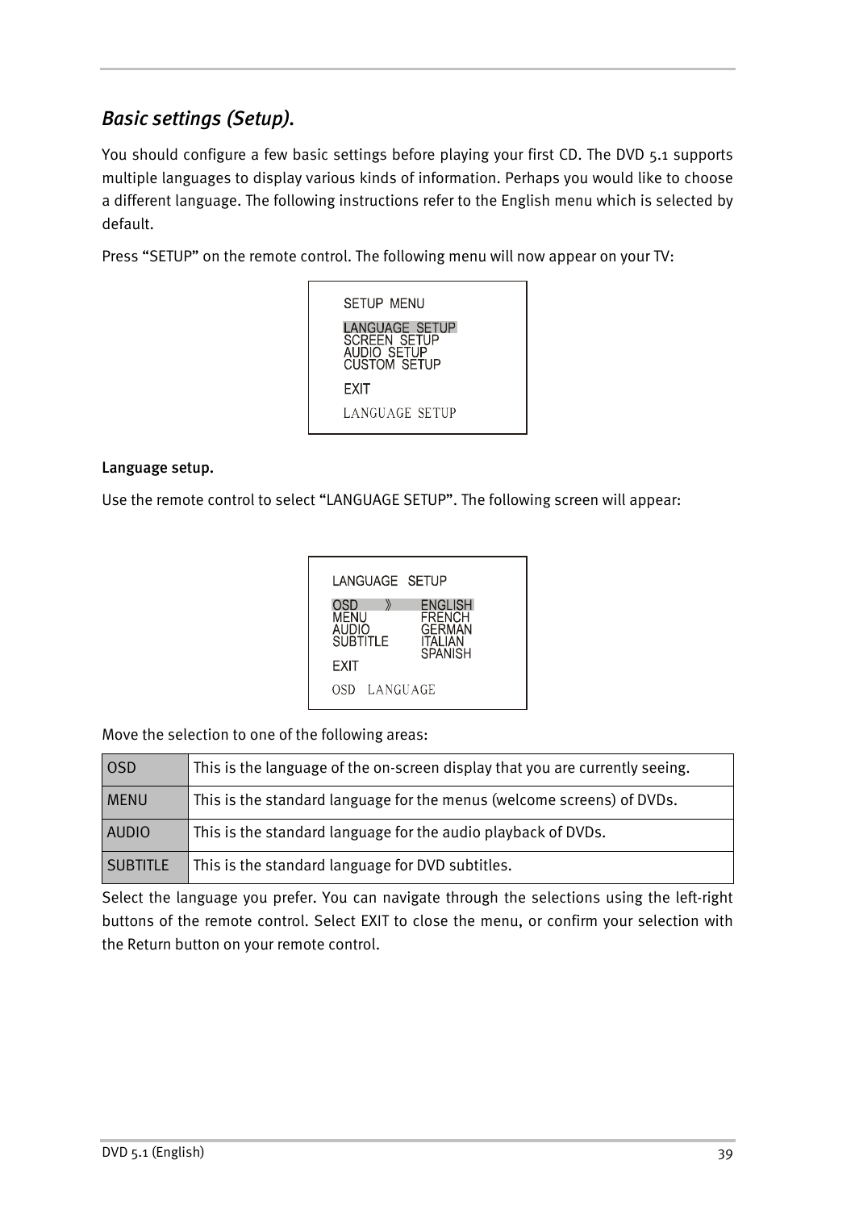## *Basic settings (Setup).*

You should configure a few basic settings before playing your first CD. The DVD 5.1 supports multiple languages to display various kinds of information. Perhaps you would like to choose a different language. The following instructions refer to the English menu which is selected by default.

Press "SETUP" on the remote control. The following menu will now appear on your TV:

```
SETUP MENU

LANGUAGE SETUP
SCREEN SETUP
AUDIO SETUP
CUSTOM SETUP

EXIT
LANGUAGE SETUP
```

### Language setup.

Use the remote control to select "LANGUAGE SETUP". The following screen will appear:

```
LANGUAGE  SETUP

OSD      》    ENGLISH
MENU           FRENCH
AUDIO          GERMAN
SUBTITLE       ITALIAN
               SPANISH
EXIT

OSD  LANGUAGE
```

Move the selection to one of the following areas:

| | |
|---|---|
| OSD | This is the language of the on-screen display that you are currently seeing. |
| MENU | This is the standard language for the menus (welcome screens) of DVDs. |
| AUDIO | This is the standard language for the audio playback of DVDs. |
| SUBTITLE | This is the standard language for DVD subtitles. |

Select the language you prefer. You can navigate through the selections using the left-right buttons of the remote control. Select EXIT to close the menu, or confirm your selection with the Return button on your remote control.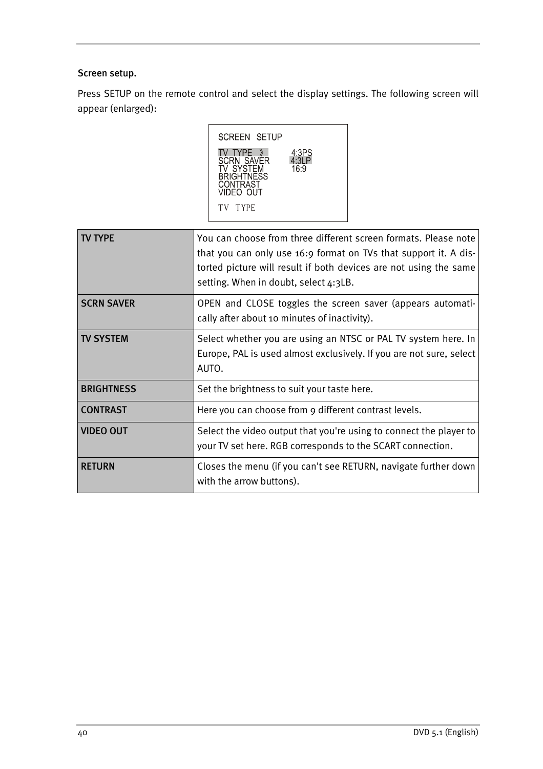### Screen setup.

Press SETUP on the remote control and select the display settings. The following screen will appear (enlarged):

```
SCREEN  SETUP

TV  TYPE  》        4:3PS
SCRN  SAVER        4:3LP
TV  SYSTEM          16:9
BRIGHTNESS
CONTRAST
VIDEO  OUT

TV  TYPE
```

| | |
|---|---|
| **TV TYPE** | You can choose from three different screen formats. Please note that you can only use 16:9 format on TVs that support it. A distorted picture will result if both devices are not using the same setting. When in doubt, select 4:3LB. |
| **SCRN SAVER** | OPEN and CLOSE toggles the screen saver (appears automatically after about 10 minutes of inactivity). |
| **TV SYSTEM** | Select whether you are using an NTSC or PAL TV system here. In Europe, PAL is used almost exclusively. If you are not sure, select AUTO. |
| **BRIGHTNESS** | Set the brightness to suit your taste here. |
| **CONTRAST** | Here you can choose from 9 different contrast levels. |
| **VIDEO OUT** | Select the video output that you're using to connect the player to your TV set here. RGB corresponds to the SCART connection. |
| **RETURN** | Closes the menu (if you can't see RETURN, navigate further down with the arrow buttons). |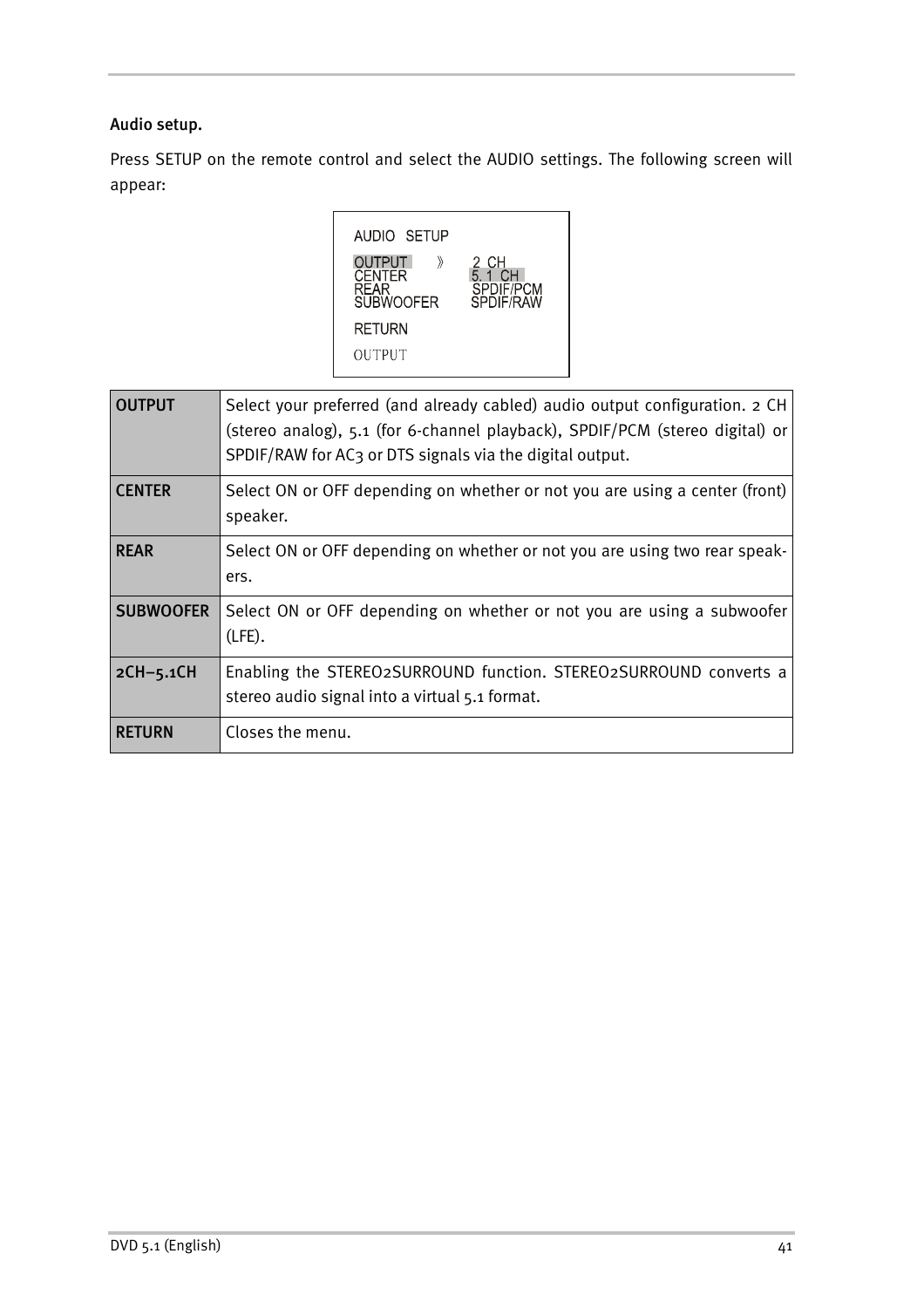### Audio setup.

Press SETUP on the remote control and select the AUDIO settings. The following screen will appear:

```
AUDIO  SETUP

OUTPUT      》    2 CH
CENTER           5.1 CH
REAR             SPDIF/PCM
SUBWOOFER        SPDIF/RAW

RETURN

OUTPUT
```

| | |
|---|---|
| **OUTPUT** | Select your preferred (and already cabled) audio output configuration. 2 CH (stereo analog), 5.1 (for 6-channel playback), SPDIF/PCM (stereo digital) or SPDIF/RAW for AC3 or DTS signals via the digital output. |
| **CENTER** | Select ON or OFF depending on whether or not you are using a center (front) speaker. |
| **REAR** | Select ON or OFF depending on whether or not you are using two rear speakers. |
| **SUBWOOFER** | Select ON or OFF depending on whether or not you are using a subwoofer (LFE). |
| **2CH–5.1CH** | Enabling the STEREO2SURROUND function. STEREO2SURROUND converts a stereo audio signal into a virtual 5.1 format. |
| **RETURN** | Closes the menu. |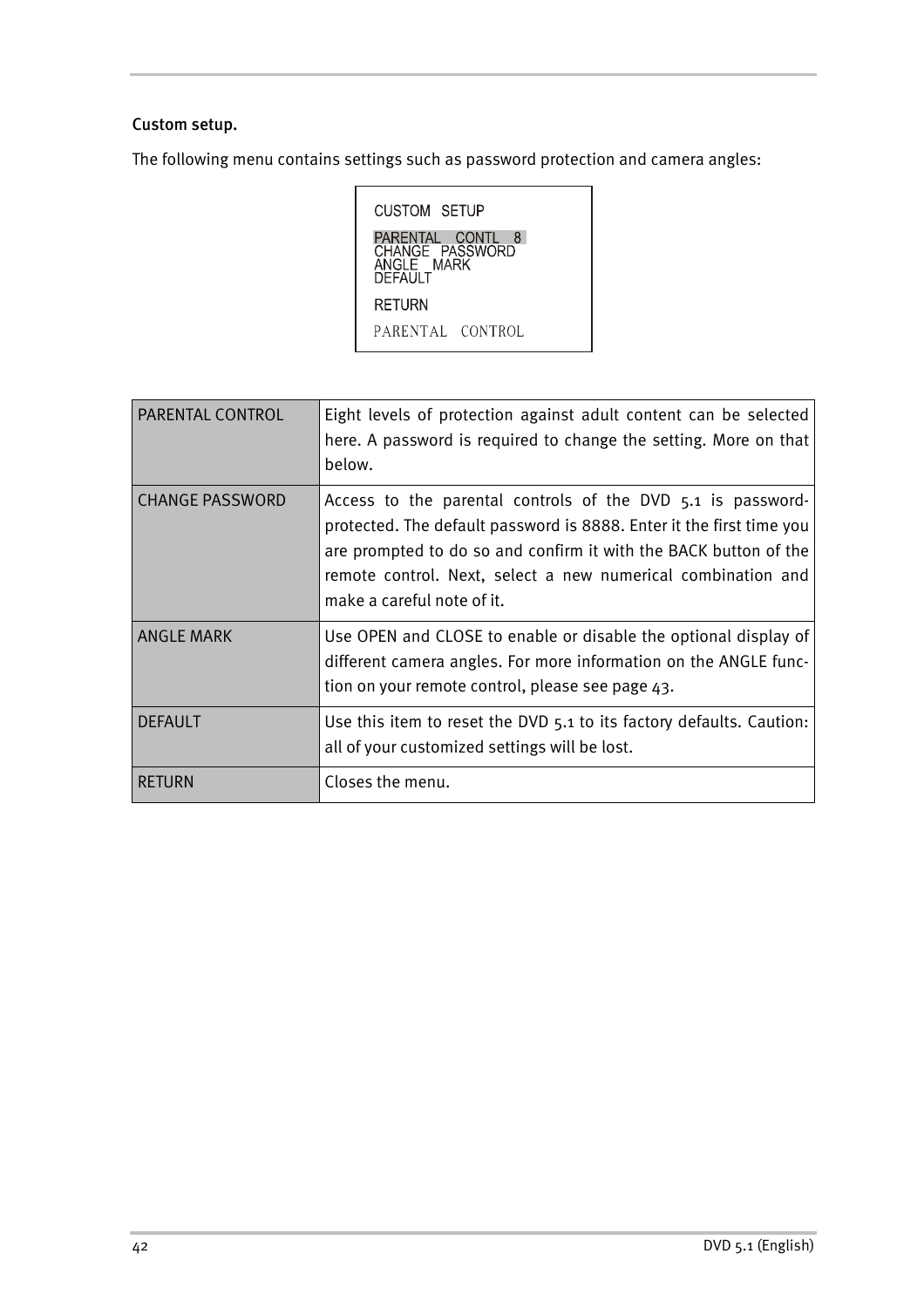### Custom setup.

The following menu contains settings such as password protection and camera angles:

```
CUSTOM SETUP

PARENTAL CONTL 8
CHANGE PASSWORD
ANGLE MARK
DEFAULT

RETURN
PARENTAL CONTROL
```

| PARENTAL CONTROL | Eight levels of protection against adult content can be selected here. A password is required to change the setting. More on that below. |
|---|---|
| CHANGE PASSWORD | Access to the parental controls of the DVD 5.1 is password-protected. The default password is 8888. Enter it the first time you are prompted to do so and confirm it with the BACK button of the remote control. Next, select a new numerical combination and make a careful note of it. |
| ANGLE MARK | Use OPEN and CLOSE to enable or disable the optional display of different camera angles. For more information on the ANGLE function on your remote control, please see page 43. |
| DEFAULT | Use this item to reset the DVD 5.1 to its factory defaults. Caution: all of your customized settings will be lost. |
| RETURN | Closes the menu. |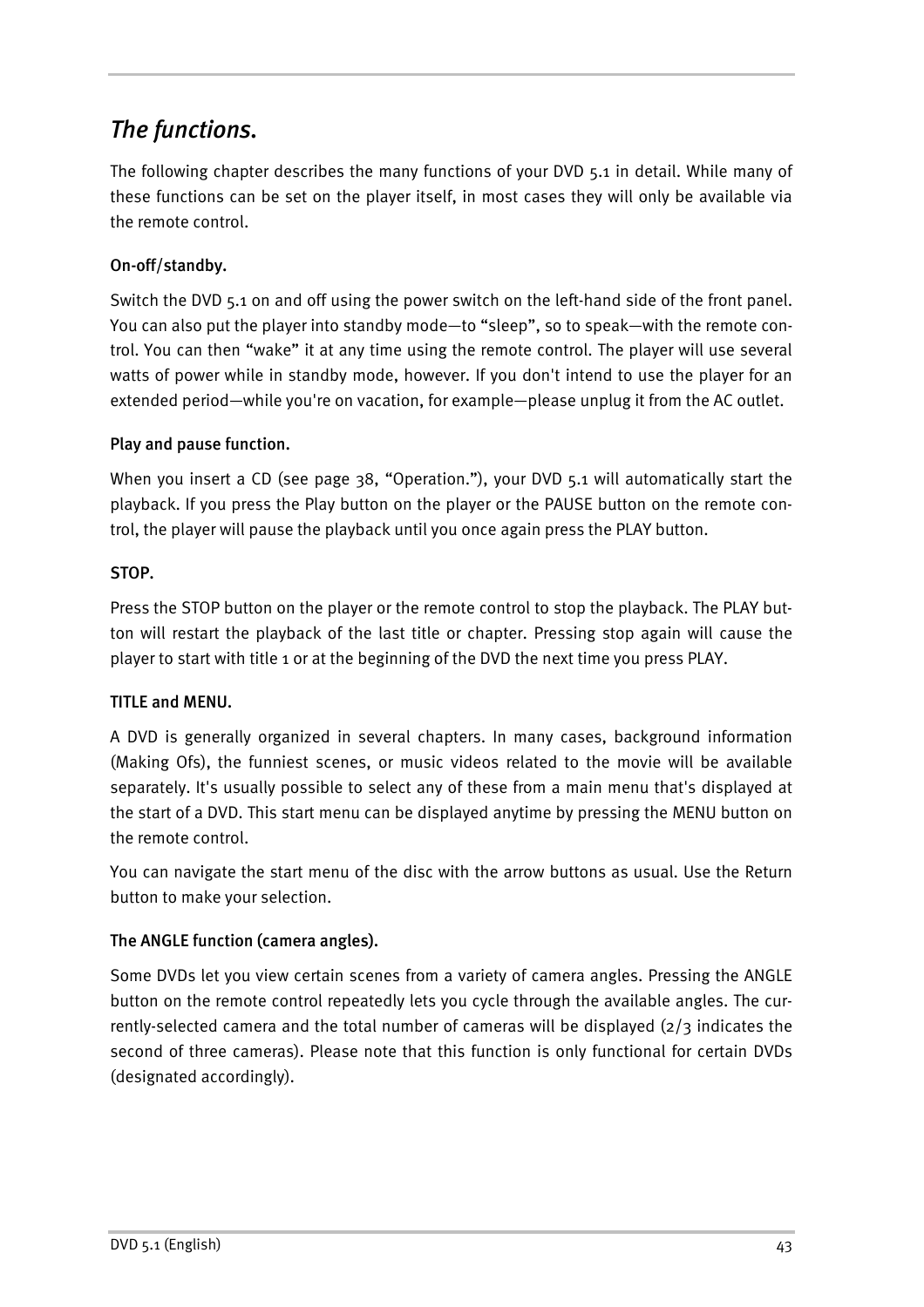# *The functions.*

The following chapter describes the many functions of your DVD 5.1 in detail. While many of these functions can be set on the player itself, in most cases they will only be available via the remote control.

### On-off/standby.

Switch the DVD 5.1 on and off using the power switch on the left-hand side of the front panel. You can also put the player into standby mode—to "sleep", so to speak—with the remote control. You can then "wake" it at any time using the remote control. The player will use several watts of power while in standby mode, however. If you don't intend to use the player for an extended period—while you're on vacation, for example—please unplug it from the AC outlet.

### Play and pause function.

When you insert a CD (see page 38, "Operation."), your DVD 5.1 will automatically start the playback. If you press the Play button on the player or the PAUSE button on the remote control, the player will pause the playback until you once again press the PLAY button.

### STOP.

Press the STOP button on the player or the remote control to stop the playback. The PLAY button will restart the playback of the last title or chapter. Pressing stop again will cause the player to start with title 1 or at the beginning of the DVD the next time you press PLAY.

### TITLE and MENU.

A DVD is generally organized in several chapters. In many cases, background information (Making Ofs), the funniest scenes, or music videos related to the movie will be available separately. It's usually possible to select any of these from a main menu that's displayed at the start of a DVD. This start menu can be displayed anytime by pressing the MENU button on the remote control.

You can navigate the start menu of the disc with the arrow buttons as usual. Use the Return button to make your selection.

### The ANGLE function (camera angles).

Some DVDs let you view certain scenes from a variety of camera angles. Pressing the ANGLE button on the remote control repeatedly lets you cycle through the available angles. The currently-selected camera and the total number of cameras will be displayed (2/3 indicates the second of three cameras). Please note that this function is only functional for certain DVDs (designated accordingly).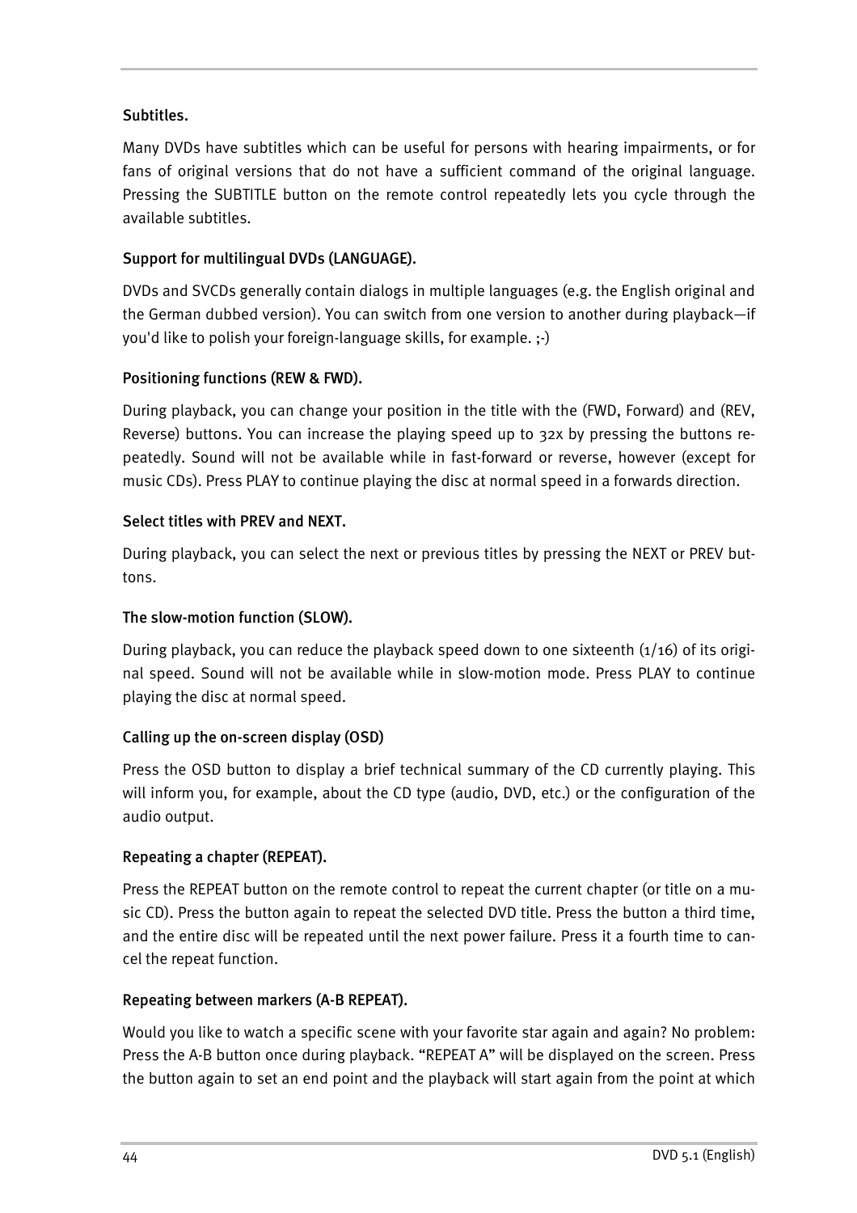### Subtitles.

Many DVDs have subtitles which can be useful for persons with hearing impairments, or for fans of original versions that do not have a sufficient command of the original language. Pressing the SUBTITLE button on the remote control repeatedly lets you cycle through the available subtitles.

### Support for multilingual DVDs (LANGUAGE).

DVDs and SVCDs generally contain dialogs in multiple languages (e.g. the English original and the German dubbed version). You can switch from one version to another during playback—if you'd like to polish your foreign-language skills, for example. ;-)

### Positioning functions (REW & FWD).

During playback, you can change your position in the title with the (FWD, Forward) and (REV, Reverse) buttons. You can increase the playing speed up to 32x by pressing the buttons repeatedly. Sound will not be available while in fast-forward or reverse, however (except for music CDs). Press PLAY to continue playing the disc at normal speed in a forwards direction.

### Select titles with PREV and NEXT.

During playback, you can select the next or previous titles by pressing the NEXT or PREV buttons.

### The slow-motion function (SLOW).

During playback, you can reduce the playback speed down to one sixteenth (1/16) of its original speed. Sound will not be available while in slow-motion mode. Press PLAY to continue playing the disc at normal speed.

### Calling up the on-screen display (OSD)

Press the OSD button to display a brief technical summary of the CD currently playing. This will inform you, for example, about the CD type (audio, DVD, etc.) or the configuration of the audio output.

### Repeating a chapter (REPEAT).

Press the REPEAT button on the remote control to repeat the current chapter (or title on a music CD). Press the button again to repeat the selected DVD title. Press the button a third time, and the entire disc will be repeated until the next power failure. Press it a fourth time to cancel the repeat function.

### Repeating between markers (A-B REPEAT).

Would you like to watch a specific scene with your favorite star again and again? No problem: Press the A-B button once during playback. “REPEAT A” will be displayed on the screen. Press the button again to set an end point and the playback will start again from the point at which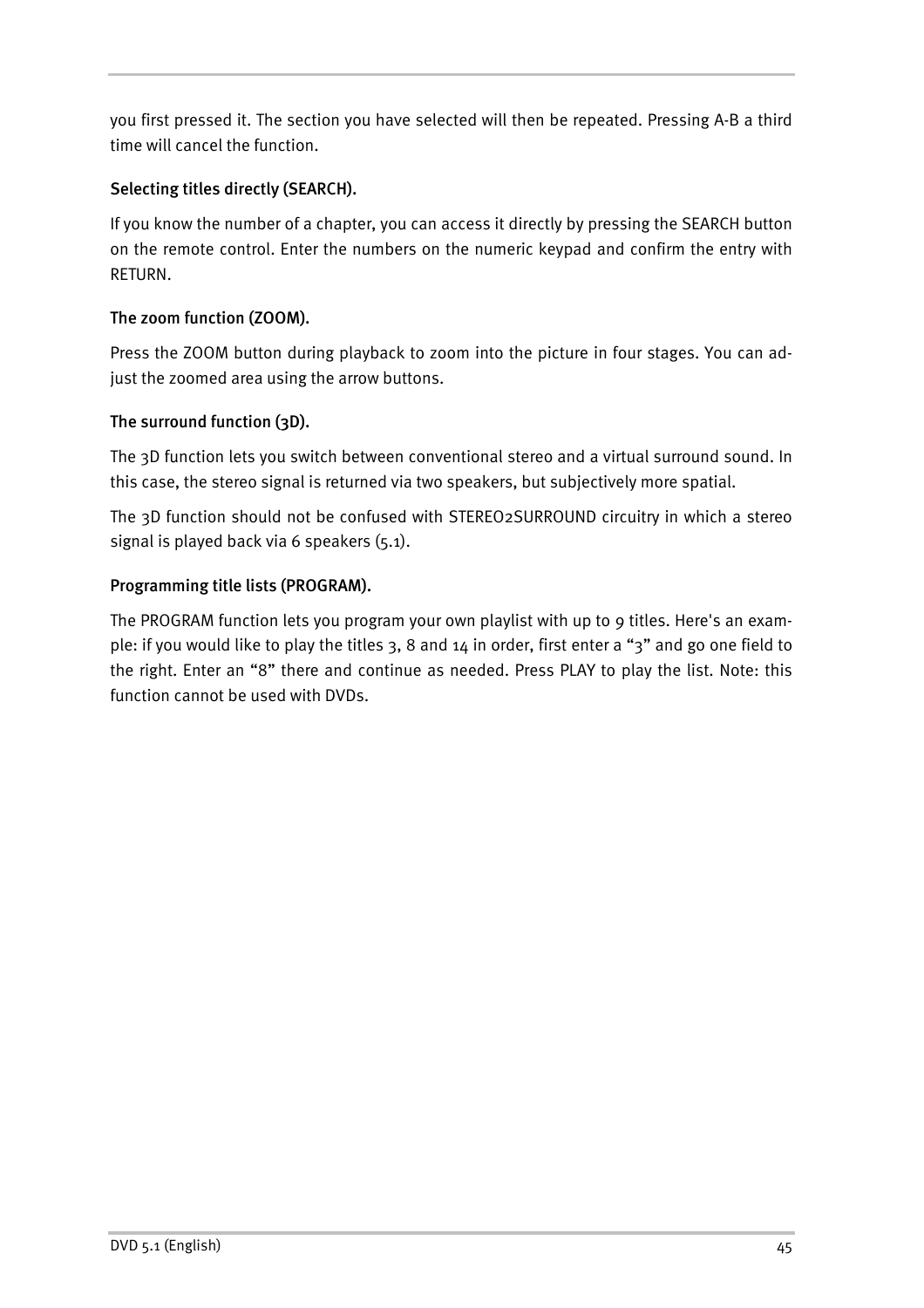you first pressed it. The section you have selected will then be repeated. Pressing A-B a third time will cancel the function.

### Selecting titles directly (SEARCH).

If you know the number of a chapter, you can access it directly by pressing the SEARCH button on the remote control. Enter the numbers on the numeric keypad and confirm the entry with RETURN.

### The zoom function (ZOOM).

Press the ZOOM button during playback to zoom into the picture in four stages. You can adjust the zoomed area using the arrow buttons.

### The surround function (3D).

The 3D function lets you switch between conventional stereo and a virtual surround sound. In this case, the stereo signal is returned via two speakers, but subjectively more spatial.

The 3D function should not be confused with STEREO2SURROUND circuitry in which a stereo signal is played back via 6 speakers (5.1).

### Programming title lists (PROGRAM).

The PROGRAM function lets you program your own playlist with up to 9 titles. Here's an example: if you would like to play the titles 3, 8 and 14 in order, first enter a "3" and go one field to the right. Enter an "8" there and continue as needed. Press PLAY to play the list. Note: this function cannot be used with DVDs.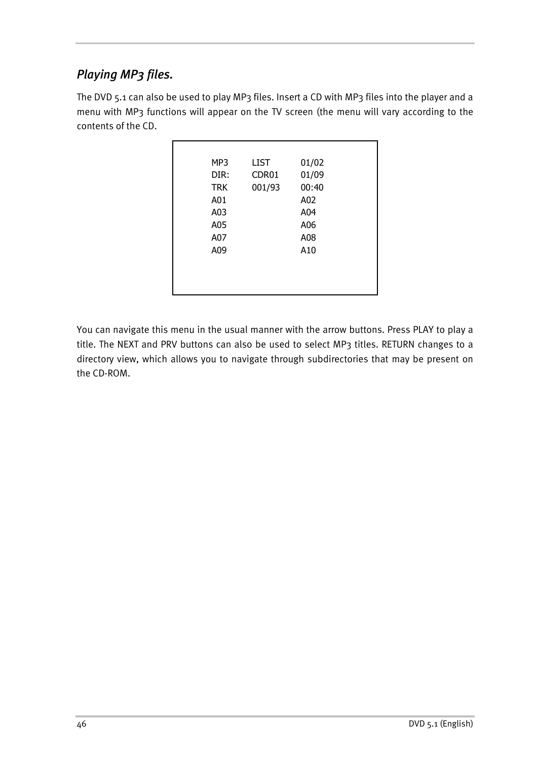## *Playing MP3 files.*

The DVD 5.1 can also be used to play MP3 files. Insert a CD with MP3 files into the player and a menu with MP3 functions will appear on the TV screen (the menu will vary according to the contents of the CD.

```
MP3     LIST     01/02
DIR:    CDR01    01/09
TRK     001/93   00:40
A01              A02
A03              A04
A05              A06
A07              A08
A09              A10
```

You can navigate this menu in the usual manner with the arrow buttons. Press PLAY to play a title. The NEXT and PRV buttons can also be used to select MP3 titles. RETURN changes to a directory view, which allows you to navigate through subdirectories that may be present on the CD-ROM.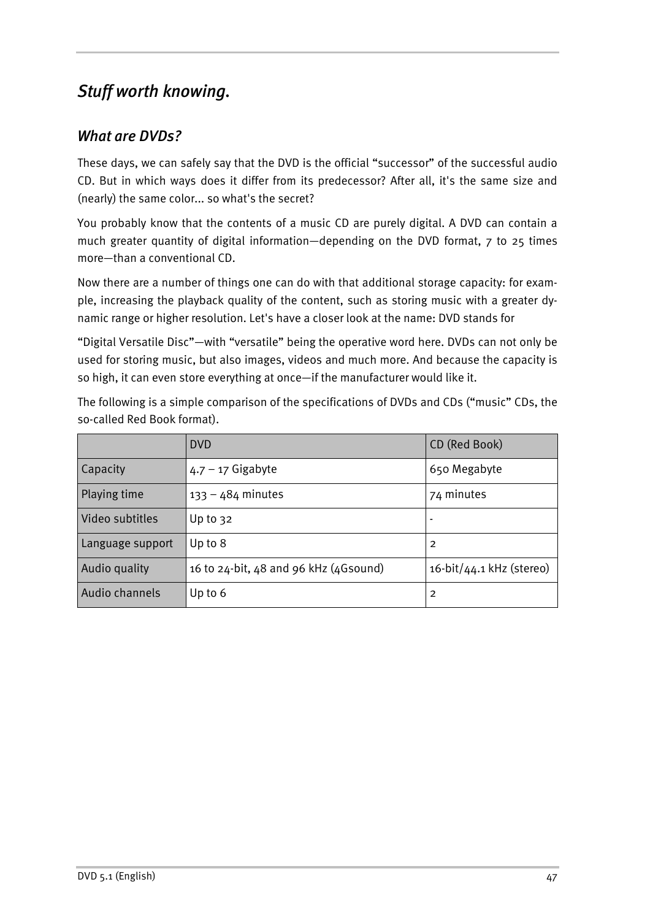## *Stuff worth knowing.*

### *What are DVDs?*

These days, we can safely say that the DVD is the official “successor” of the successful audio CD. But in which ways does it differ from its predecessor? After all, it's the same size and (nearly) the same color... so what's the secret?

You probably know that the contents of a music CD are purely digital. A DVD can contain a much greater quantity of digital information—depending on the DVD format, 7 to 25 times more—than a conventional CD.

Now there are a number of things one can do with that additional storage capacity: for example, increasing the playback quality of the content, such as storing music with a greater dynamic range or higher resolution. Let's have a closer look at the name: DVD stands for

“Digital Versatile Disc”—with “versatile” being the operative word here. DVDs can not only be used for storing music, but also images, videos and much more. And because the capacity is so high, it can even store everything at once—if the manufacturer would like it.

The following is a simple comparison of the specifications of DVDs and CDs (“music” CDs, the so-called Red Book format).

| | DVD | CD (Red Book) |
|---|---|---|
| Capacity | 4.7 – 17 Gigabyte | 650 Megabyte |
| Playing time | 133 – 484 minutes | 74 minutes |
| Video subtitles | Up to 32 | - |
| Language support | Up to 8 | 2 |
| Audio quality | 16 to 24-bit, 48 and 96 kHz (4Gsound) | 16-bit/44.1 kHz (stereo) |
| Audio channels | Up to 6 | 2 |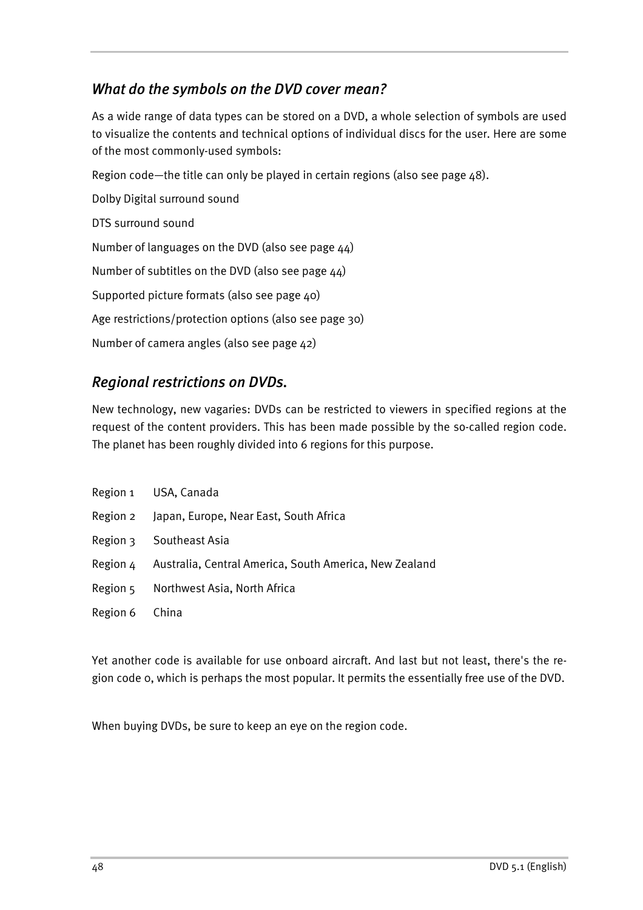## *What do the symbols on the DVD cover mean?*

As a wide range of data types can be stored on a DVD, a whole selection of symbols are used to visualize the contents and technical options of individual discs for the user. Here are some of the most commonly-used symbols:

Region code—the title can only be played in certain regions (also see page 48).

Dolby Digital surround sound

DTS surround sound

Number of languages on the DVD (also see page 44)

Number of subtitles on the DVD (also see page 44)

Supported picture formats (also see page 40)

Age restrictions/protection options (also see page 30)

Number of camera angles (also see page 42)

## *Regional restrictions on DVDs.*

New technology, new vagaries: DVDs can be restricted to viewers in specified regions at the request of the content providers. This has been made possible by the so-called region code. The planet has been roughly divided into 6 regions for this purpose.

| | |
|---|---|
| Region 1 | USA, Canada |
| Region 2 | Japan, Europe, Near East, South Africa |
| Region 3 | Southeast Asia |
| Region 4 | Australia, Central America, South America, New Zealand |
| Region 5 | Northwest Asia, North Africa |
| Region 6 | China |

Yet another code is available for use onboard aircraft. And last but not least, there's the region code 0, which is perhaps the most popular. It permits the essentially free use of the DVD.

When buying DVDs, be sure to keep an eye on the region code.